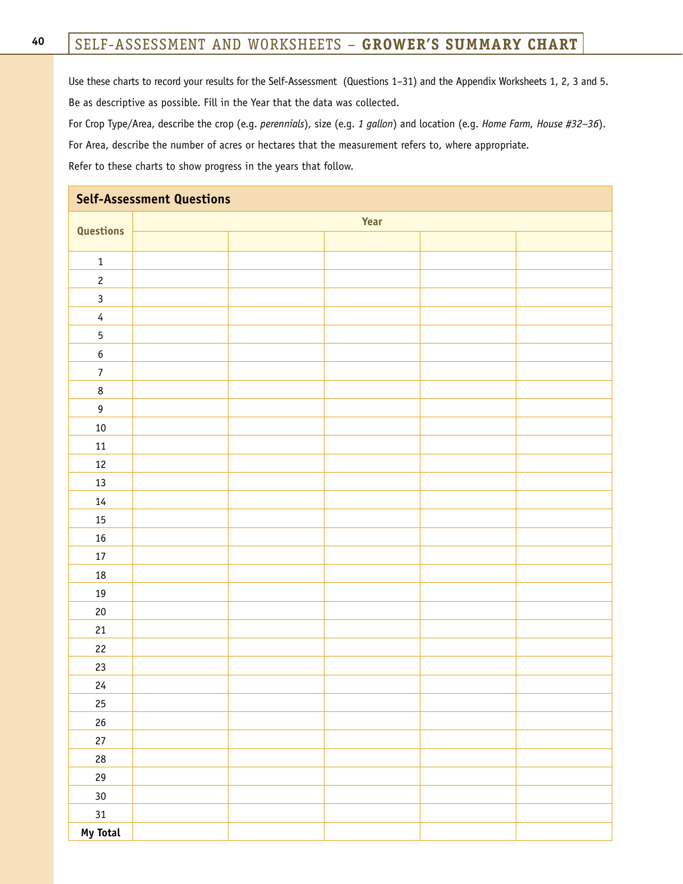# SELF-ASSESSMENT AND WORKSHEETS – GROWER'S SUMMARY CHART

Use these charts to record your results for the Self-Assessment (Questions 1–31) and the Appendix Worksheets 1, 2, 3 and 5.

Be as descriptive as possible. Fill in the Year that the data was collected.

For Crop Type/Area, describe the crop (e.g. *perennials*), size (e.g. *1 gallon*) and location (e.g. *Home Farm, House #32–36*).

For Area, describe the number of acres or hectares that the measurement refers to, where appropriate.

Refer to these charts to show progress in the years that follow.

**Self-Assessment Questions**

| Questions | Year | | | | |
|---|---|---|---|---|---|
| | | | | | |
| 1 | | | | | |
| 2 | | | | | |
| 3 | | | | | |
| 4 | | | | | |
| 5 | | | | | |
| 6 | | | | | |
| 7 | | | | | |
| 8 | | | | | |
| 9 | | | | | |
| 10 | | | | | |
| 11 | | | | | |
| 12 | | | | | |
| 13 | | | | | |
| 14 | | | | | |
| 15 | | | | | |
| 16 | | | | | |
| 17 | | | | | |
| 18 | | | | | |
| 19 | | | | | |
| 20 | | | | | |
| 21 | | | | | |
| 22 | | | | | |
| 23 | | | | | |
| 24 | | | | | |
| 25 | | | | | |
| 26 | | | | | |
| 27 | | | | | |
| 28 | | | | | |
| 29 | | | | | |
| 30 | | | | | |
| 31 | | | | | |
| **My Total** | | | | | |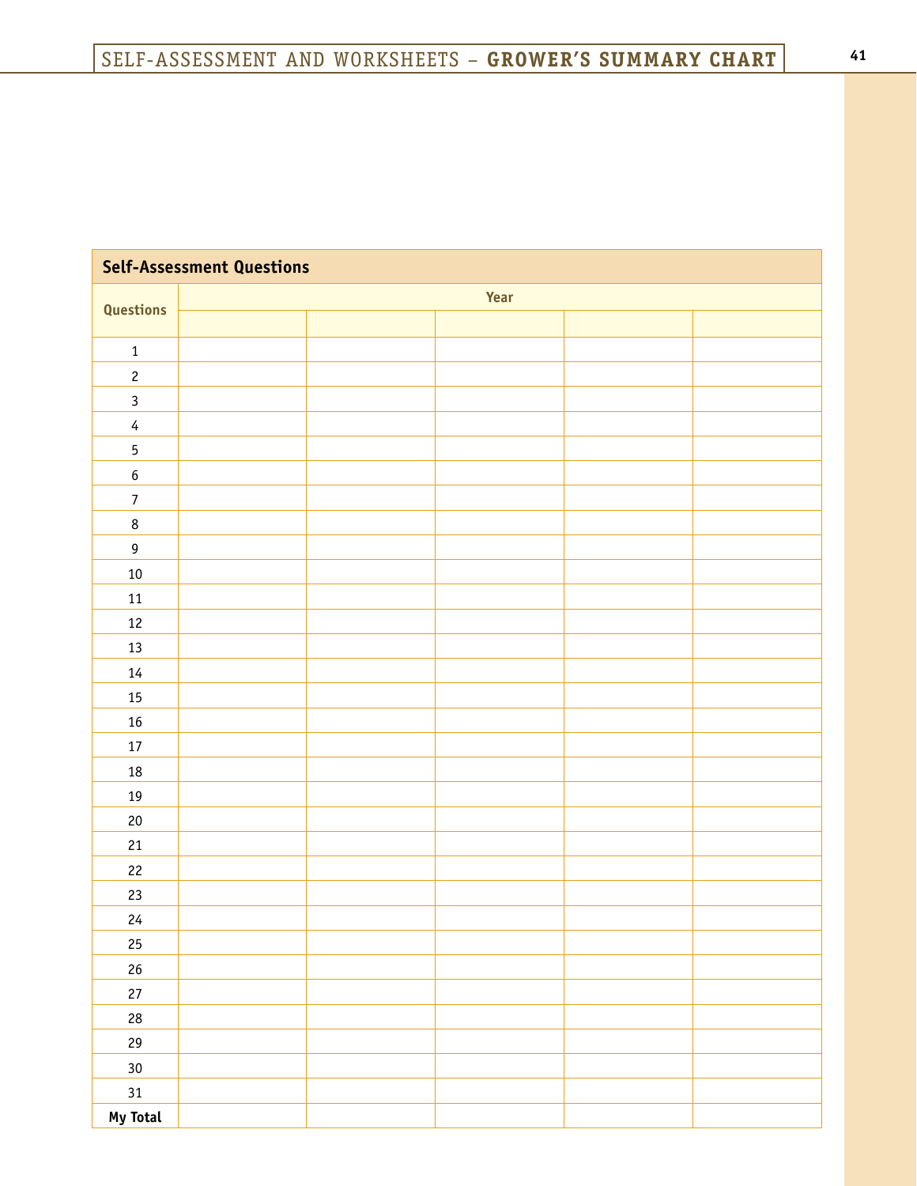| Self-Assessment Questions | | | | | |
|---|---|---|---|---|---|
| Questions | Year | | | | |
| | | | | | |
| 1 | | | | | |
| 2 | | | | | |
| 3 | | | | | |
| 4 | | | | | |
| 5 | | | | | |
| 6 | | | | | |
| 7 | | | | | |
| 8 | | | | | |
| 9 | | | | | |
| 10 | | | | | |
| 11 | | | | | |
| 12 | | | | | |
| 13 | | | | | |
| 14 | | | | | |
| 15 | | | | | |
| 16 | | | | | |
| 17 | | | | | |
| 18 | | | | | |
| 19 | | | | | |
| 20 | | | | | |
| 21 | | | | | |
| 22 | | | | | |
| 23 | | | | | |
| 24 | | | | | |
| 25 | | | | | |
| 26 | | | | | |
| 27 | | | | | |
| 28 | | | | | |
| 29 | | | | | |
| 30 | | | | | |
| 31 | | | | | |
| **My Total** | | | | | |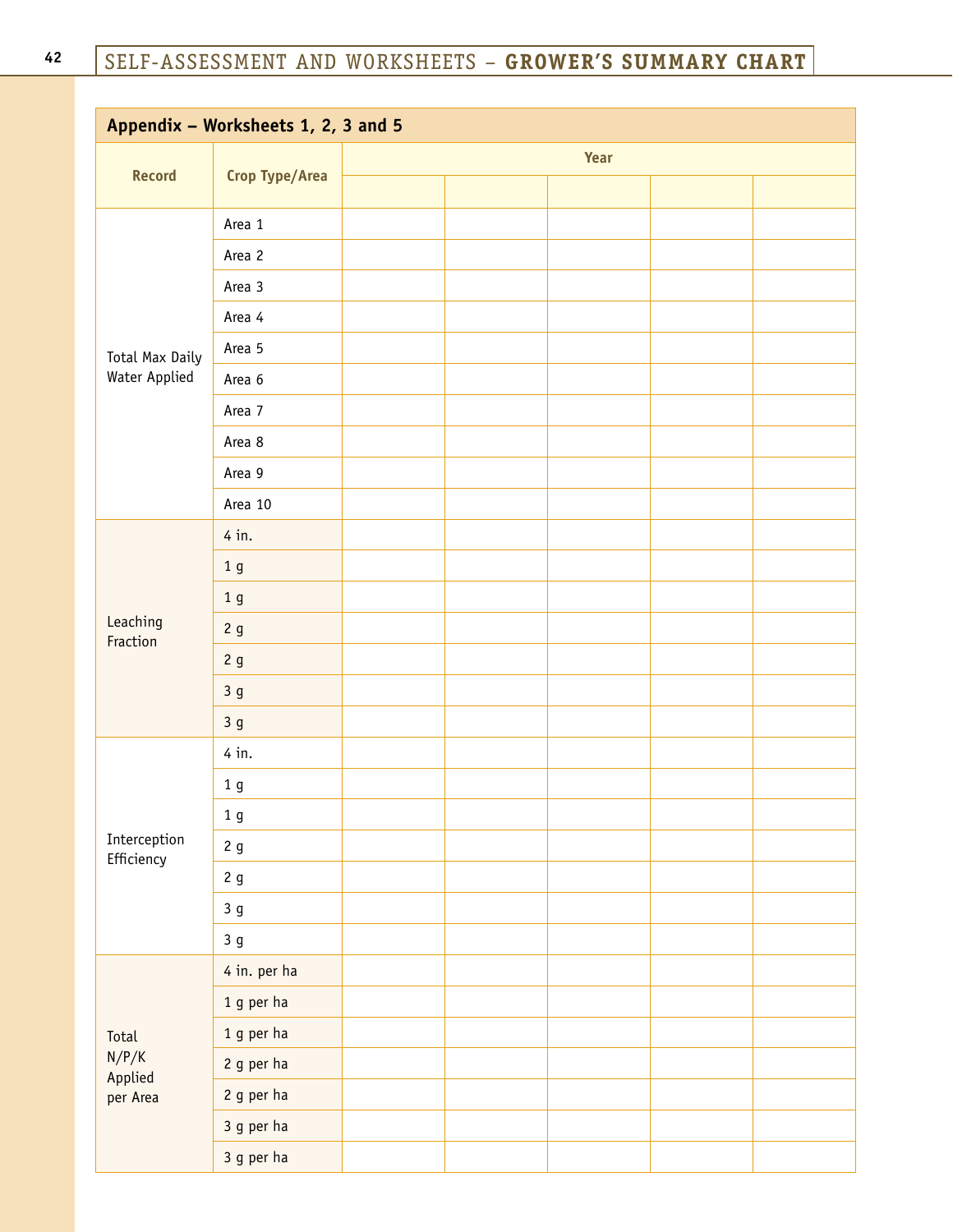## Appendix – Worksheets 1, 2, 3 and 5

| Record | Crop Type/Area | Year | | | | |
|---|---|---|---|---|---|---|
| | | | | | | |
| Total Max Daily Water Applied | Area 1 | | | | | |
| | Area 2 | | | | | |
| | Area 3 | | | | | |
| | Area 4 | | | | | |
| | Area 5 | | | | | |
| | Area 6 | | | | | |
| | Area 7 | | | | | |
| | Area 8 | | | | | |
| | Area 9 | | | | | |
| | Area 10 | | | | | |
| Leaching Fraction | 4 in. | | | | | |
| | 1 g | | | | | |
| | 1 g | | | | | |
| | 2 g | | | | | |
| | 2 g | | | | | |
| | 3 g | | | | | |
| | 3 g | | | | | |
| Interception Efficiency | 4 in. | | | | | |
| | 1 g | | | | | |
| | 1 g | | | | | |
| | 2 g | | | | | |
| | 2 g | | | | | |
| | 3 g | | | | | |
| | 3 g | | | | | |
| Total N/P/K Applied per Area | 4 in. per ha | | | | | |
| | 1 g per ha | | | | | |
| | 1 g per ha | | | | | |
| | 2 g per ha | | | | | |
| | 2 g per ha | | | | | |
| | 3 g per ha | | | | | |
| | 3 g per ha | | | | | |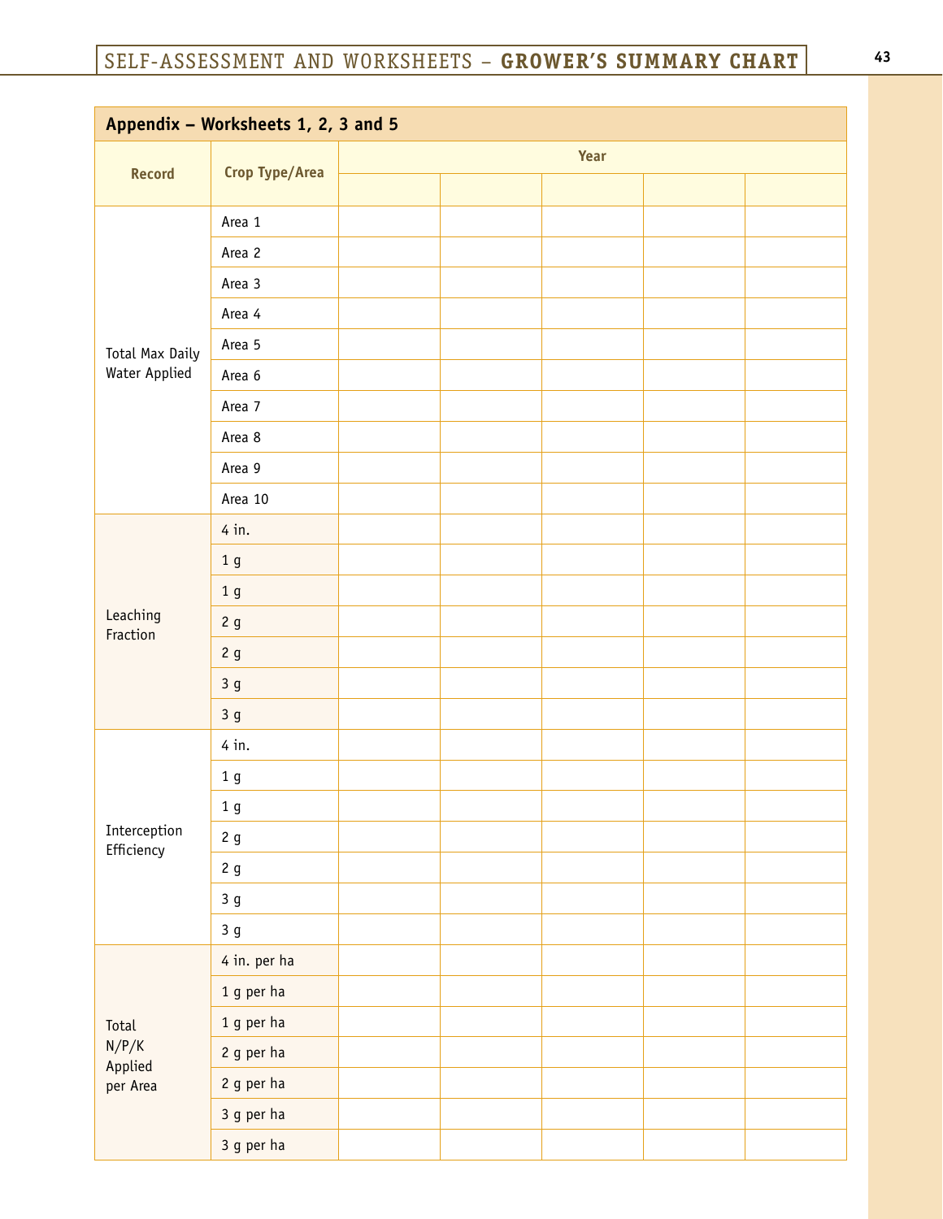## Appendix – Worksheets 1, 2, 3 and 5

| Record | Crop Type/Area | Year | | | | |
|---|---|---|---|---|---|---|
| | | | | | | |
| Total Max Daily Water Applied | Area 1 | | | | | |
| | Area 2 | | | | | |
| | Area 3 | | | | | |
| | Area 4 | | | | | |
| | Area 5 | | | | | |
| | Area 6 | | | | | |
| | Area 7 | | | | | |
| | Area 8 | | | | | |
| | Area 9 | | | | | |
| | Area 10 | | | | | |
| Leaching Fraction | 4 in. | | | | | |
| | 1 g | | | | | |
| | 1 g | | | | | |
| | 2 g | | | | | |
| | 2 g | | | | | |
| | 3 g | | | | | |
| | 3 g | | | | | |
| Interception Efficiency | 4 in. | | | | | |
| | 1 g | | | | | |
| | 1 g | | | | | |
| | 2 g | | | | | |
| | 2 g | | | | | |
| | 3 g | | | | | |
| | 3 g | | | | | |
| Total N/P/K Applied per Area | 4 in. per ha | | | | | |
| | 1 g per ha | | | | | |
| | 1 g per ha | | | | | |
| | 2 g per ha | | | | | |
| | 2 g per ha | | | | | |
| | 3 g per ha | | | | | |
| | 3 g per ha | | | | | |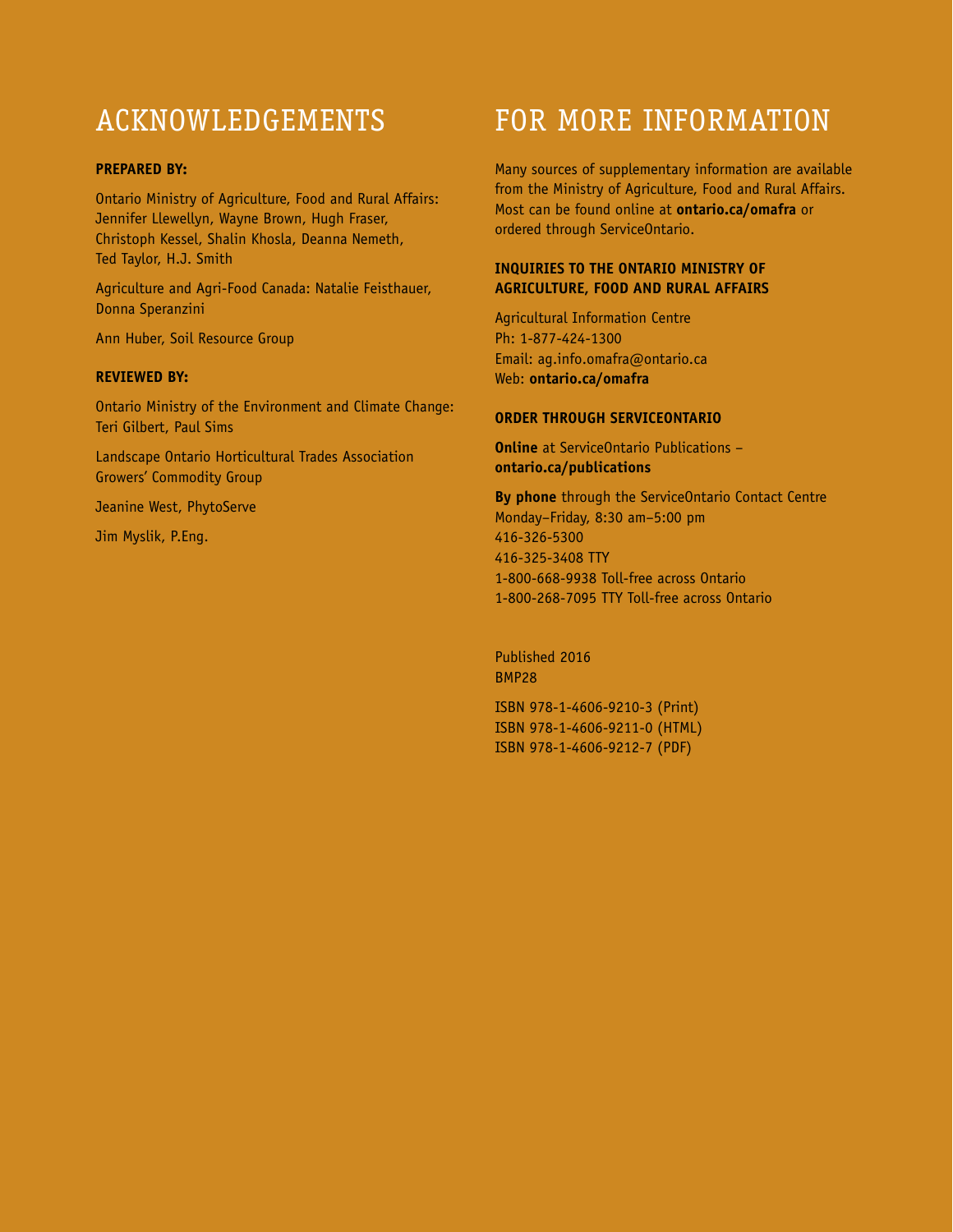# ACKNOWLEDGEMENTS

**PREPARED BY:**

Ontario Ministry of Agriculture, Food and Rural Affairs: Jennifer Llewellyn, Wayne Brown, Hugh Fraser, Christoph Kessel, Shalin Khosla, Deanna Nemeth, Ted Taylor, H.J. Smith

Agriculture and Agri-Food Canada: Natalie Feisthauer, Donna Speranzini

Ann Huber, Soil Resource Group

**REVIEWED BY:**

Ontario Ministry of the Environment and Climate Change: Teri Gilbert, Paul Sims

Landscape Ontario Horticultural Trades Association Growers' Commodity Group

Jeanine West, PhytoServe

Jim Myslik, P.Eng.

# FOR MORE INFORMATION

Many sources of supplementary information are available from the Ministry of Agriculture, Food and Rural Affairs. Most can be found online at **ontario.ca/omafra** or ordered through ServiceOntario.

**INQUIRIES TO THE ONTARIO MINISTRY OF AGRICULTURE, FOOD AND RURAL AFFAIRS**

Agricultural Information Centre
Ph: 1-877-424-1300
Email: ag.info.omafra@ontario.ca
Web: **ontario.ca/omafra**

**ORDER THROUGH SERVICEONTARIO**

**Online** at ServiceOntario Publications – **ontario.ca/publications**

**By phone** through the ServiceOntario Contact Centre
Monday–Friday, 8:30 am–5:00 pm
416-326-5300
416-325-3408 TTY
1-800-668-9938 Toll-free across Ontario
1-800-268-7095 TTY Toll-free across Ontario

Published 2016
BMP28

ISBN 978-1-4606-9210-3 (Print)
ISBN 978-1-4606-9211-0 (HTML)
ISBN 978-1-4606-9212-7 (PDF)